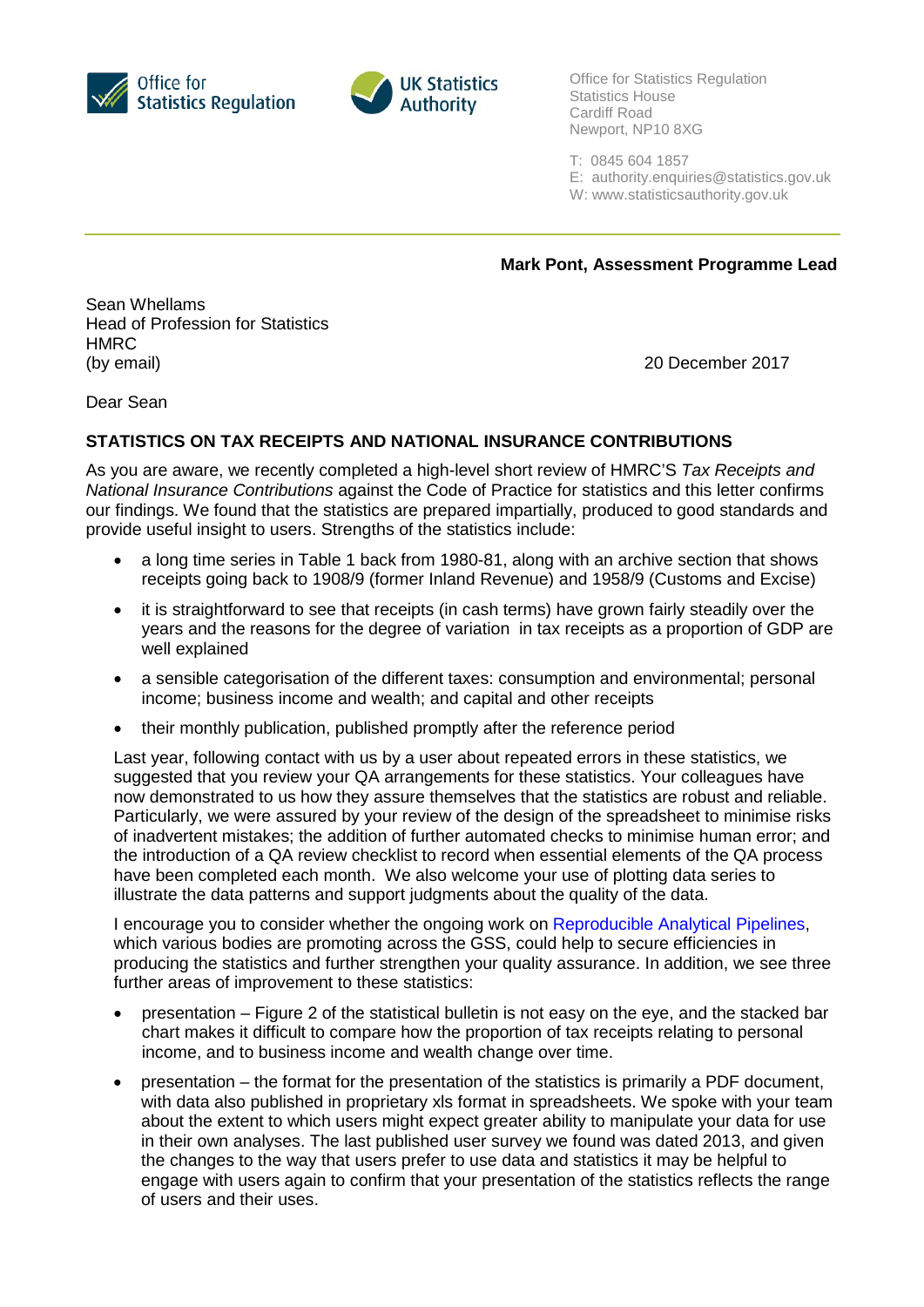Office for Statistics Regulation
UK Statistics Authority

Office for Statistics Regulation
Statistics House
Cardiff Road
Newport, NP10 8XG

T: 0845 604 1857
E: authority.enquiries@statistics.gov.uk
W: www.statisticsauthority.gov.uk

**Mark Pont, Assessment Programme Lead**

Sean Whellams
Head of Profession for Statistics
HMRC
(by email)

20 December 2017

Dear Sean

**STATISTICS ON TAX RECEIPTS AND NATIONAL INSURANCE CONTRIBUTIONS**

As you are aware, we recently completed a high-level short review of HMRC'S *Tax Receipts and National Insurance Contributions* against the Code of Practice for statistics and this letter confirms our findings. We found that the statistics are prepared impartially, produced to good standards and provide useful insight to users. Strengths of the statistics include:

- a long time series in Table 1 back from 1980-81, along with an archive section that shows receipts going back to 1908/9 (former Inland Revenue) and 1958/9 (Customs and Excise)
- it is straightforward to see that receipts (in cash terms) have grown fairly steadily over the years and the reasons for the degree of variation in tax receipts as a proportion of GDP are well explained
- a sensible categorisation of the different taxes: consumption and environmental; personal income; business income and wealth; and capital and other receipts
- their monthly publication, published promptly after the reference period

Last year, following contact with us by a user about repeated errors in these statistics, we suggested that you review your QA arrangements for these statistics. Your colleagues have now demonstrated to us how they assure themselves that the statistics are robust and reliable. Particularly, we were assured by your review of the design of the spreadsheet to minimise risks of inadvertent mistakes; the addition of further automated checks to minimise human error; and the introduction of a QA review checklist to record when essential elements of the QA process have been completed each month. We also welcome your use of plotting data series to illustrate the data patterns and support judgments about the quality of the data.

I encourage you to consider whether the ongoing work on Reproducible Analytical Pipelines, which various bodies are promoting across the GSS, could help to secure efficiencies in producing the statistics and further strengthen your quality assurance. In addition, we see three further areas of improvement to these statistics:

- presentation – Figure 2 of the statistical bulletin is not easy on the eye, and the stacked bar chart makes it difficult to compare how the proportion of tax receipts relating to personal income, and to business income and wealth change over time.
- presentation – the format for the presentation of the statistics is primarily a PDF document, with data also published in proprietary xls format in spreadsheets. We spoke with your team about the extent to which users might expect greater ability to manipulate your data for use in their own analyses. The last published user survey we found was dated 2013, and given the changes to the way that users prefer to use data and statistics it may be helpful to engage with users again to confirm that your presentation of the statistics reflects the range of users and their uses.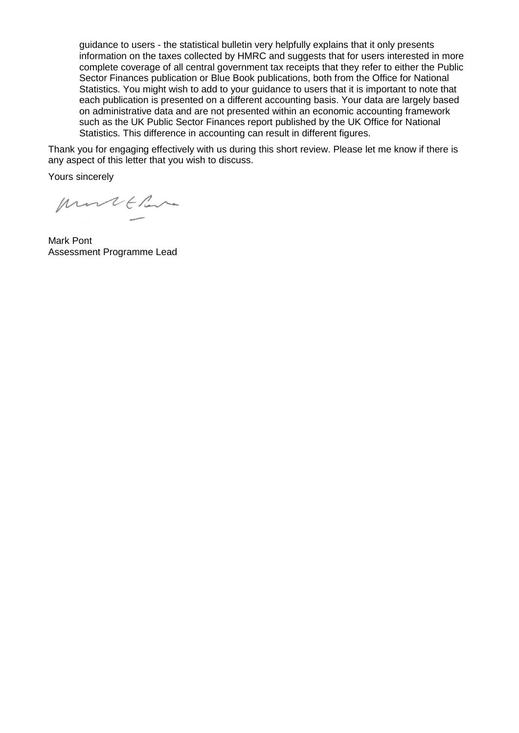guidance to users - the statistical bulletin very helpfully explains that it only presents information on the taxes collected by HMRC and suggests that for users interested in more complete coverage of all central government tax receipts that they refer to either the Public Sector Finances publication or Blue Book publications, both from the Office for National Statistics. You might wish to add to your guidance to users that it is important to note that each publication is presented on a different accounting basis. Your data are largely based on administrative data and are not presented within an economic accounting framework such as the UK Public Sector Finances report published by the UK Office for National Statistics. This difference in accounting can result in different figures.

Thank you for engaging effectively with us during this short review. Please let me know if there is any aspect of this letter that you wish to discuss.

Yours sincerely

Mark Pont
Assessment Programme Lead